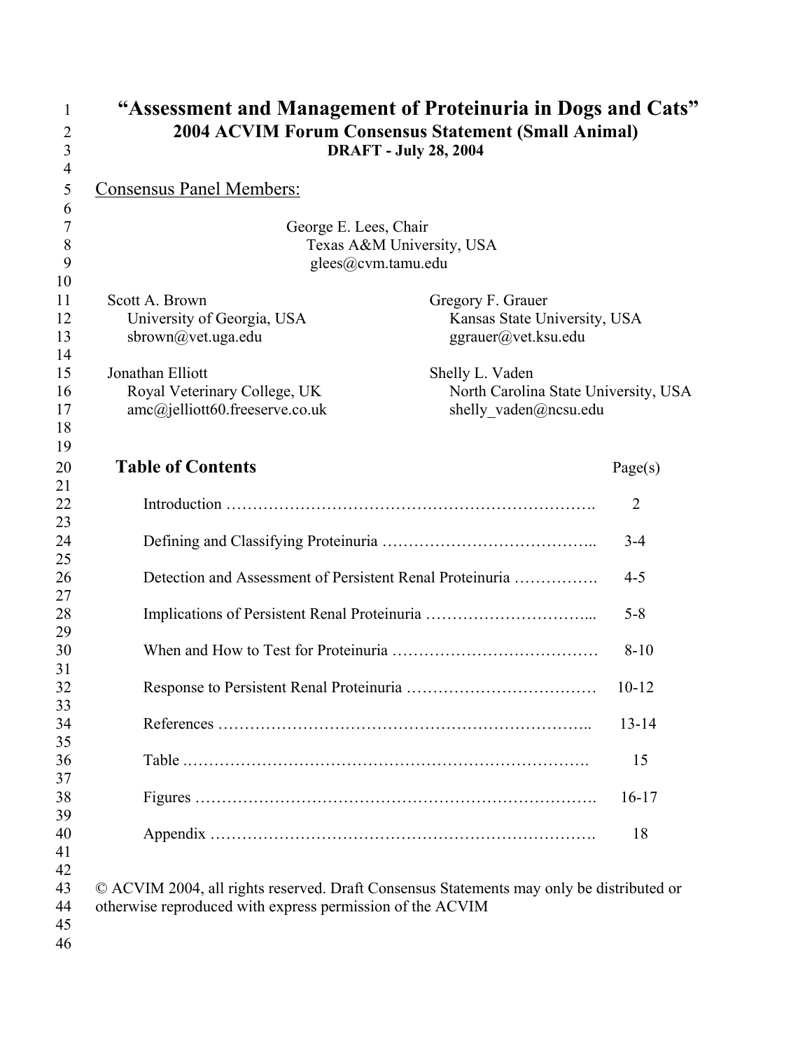# "Assessment and Management of Proteinuria in Dogs and Cats"

## 2004 ACVIM Forum Consensus Statement (Small Animal)

**DRAFT - July 28, 2004**

Consensus Panel Members:

George E. Lees, Chair
Texas A&M University, USA
glees@cvm.tamu.edu

Scott A. Brown
University of Georgia, USA
sbrown@vet.uga.edu

Gregory F. Grauer
Kansas State University, USA
ggrauer@vet.ksu.edu

Jonathan Elliott
Royal Veterinary College, UK
amc@jelliott60.freeserve.co.uk

Shelly L. Vaden
North Carolina State University, USA
shelly_vaden@ncsu.edu

## Table of Contents

| | Page(s) |
|---|---|
| Introduction | 2 |
| Defining and Classifying Proteinuria | 3-4 |
| Detection and Assessment of Persistent Renal Proteinuria | 4-5 |
| Implications of Persistent Renal Proteinuria | 5-8 |
| When and How to Test for Proteinuria | 8-10 |
| Response to Persistent Renal Proteinuria | 10-12 |
| References | 13-14 |
| Table | 15 |
| Figures | 16-17 |
| Appendix | 18 |

© ACVIM 2004, all rights reserved. Draft Consensus Statements may only be distributed or otherwise reproduced with express permission of the ACVIM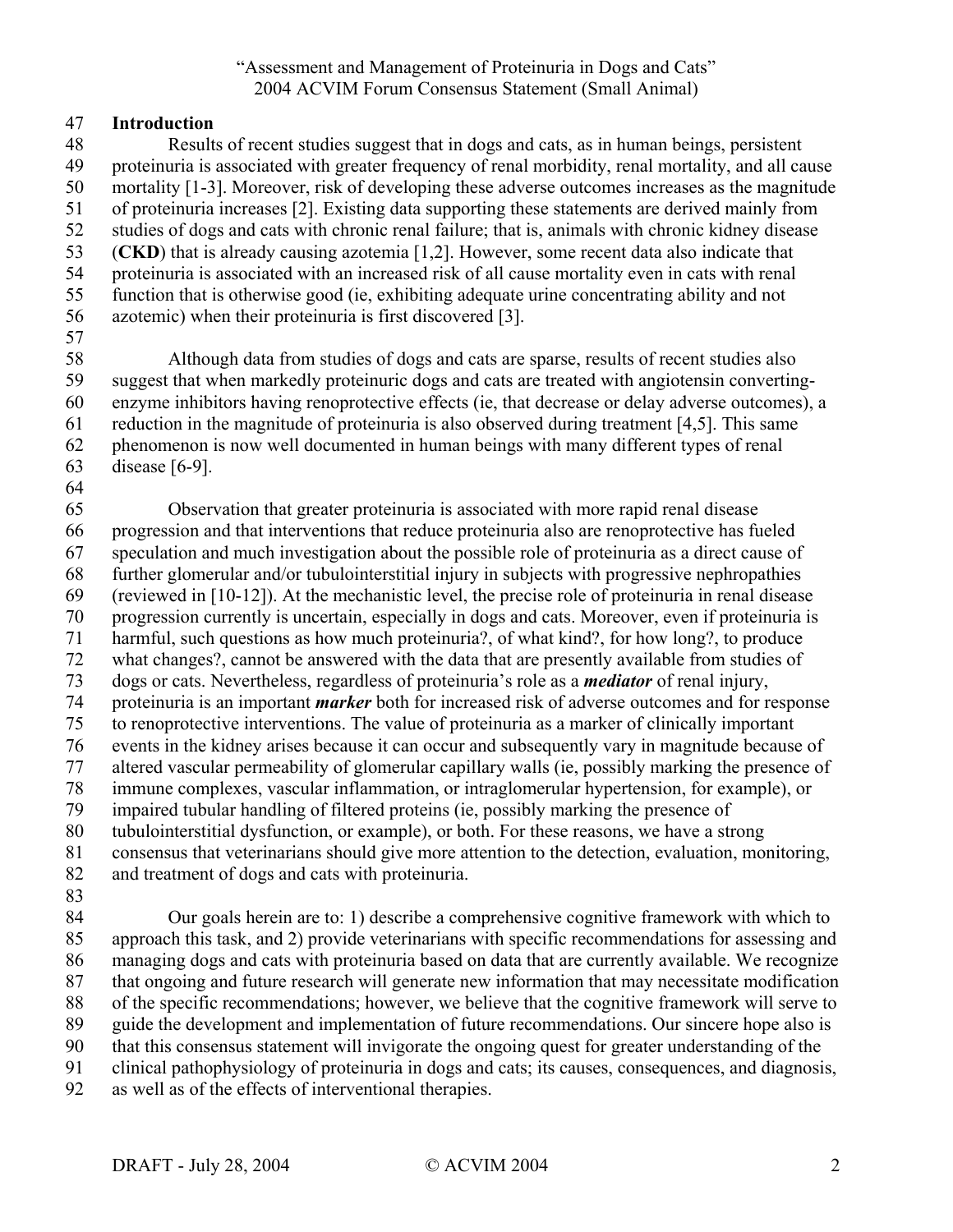## Introduction

Results of recent studies suggest that in dogs and cats, as in human beings, persistent proteinuria is associated with greater frequency of renal morbidity, renal mortality, and all cause mortality [1-3]. Moreover, risk of developing these adverse outcomes increases as the magnitude of proteinuria increases [2]. Existing data supporting these statements are derived mainly from studies of dogs and cats with chronic renal failure; that is, animals with chronic kidney disease (**CKD**) that is already causing azotemia [1,2]. However, some recent data also indicate that proteinuria is associated with an increased risk of all cause mortality even in cats with renal function that is otherwise good (ie, exhibiting adequate urine concentrating ability and not azotemic) when their proteinuria is first discovered [3].

Although data from studies of dogs and cats are sparse, results of recent studies also suggest that when markedly proteinuric dogs and cats are treated with angiotensin converting-enzyme inhibitors having renoprotective effects (ie, that decrease or delay adverse outcomes), a reduction in the magnitude of proteinuria is also observed during treatment [4,5]. This same phenomenon is now well documented in human beings with many different types of renal disease [6-9].

Observation that greater proteinuria is associated with more rapid renal disease progression and that interventions that reduce proteinuria also are renoprotective has fueled speculation and much investigation about the possible role of proteinuria as a direct cause of further glomerular and/or tubulointerstitial injury in subjects with progressive nephropathies (reviewed in [10-12]). At the mechanistic level, the precise role of proteinuria in renal disease progression currently is uncertain, especially in dogs and cats. Moreover, even if proteinuria is harmful, such questions as how much proteinuria?, of what kind?, for how long?, to produce what changes?, cannot be answered with the data that are presently available from studies of dogs or cats. Nevertheless, regardless of proteinuria's role as a ***mediator*** of renal injury, proteinuria is an important ***marker*** both for increased risk of adverse outcomes and for response to renoprotective interventions. The value of proteinuria as a marker of clinically important events in the kidney arises because it can occur and subsequently vary in magnitude because of altered vascular permeability of glomerular capillary walls (ie, possibly marking the presence of immune complexes, vascular inflammation, or intraglomerular hypertension, for example), or impaired tubular handling of filtered proteins (ie, possibly marking the presence of tubulointerstitial dysfunction, or example), or both. For these reasons, we have a strong consensus that veterinarians should give more attention to the detection, evaluation, monitoring, and treatment of dogs and cats with proteinuria.

Our goals herein are to: 1) describe a comprehensive cognitive framework with which to approach this task, and 2) provide veterinarians with specific recommendations for assessing and managing dogs and cats with proteinuria based on data that are currently available. We recognize that ongoing and future research will generate new information that may necessitate modification of the specific recommendations; however, we believe that the cognitive framework will serve to guide the development and implementation of future recommendations. Our sincere hope also is that this consensus statement will invigorate the ongoing quest for greater understanding of the clinical pathophysiology of proteinuria in dogs and cats; its causes, consequences, and diagnosis, as well as of the effects of interventional therapies.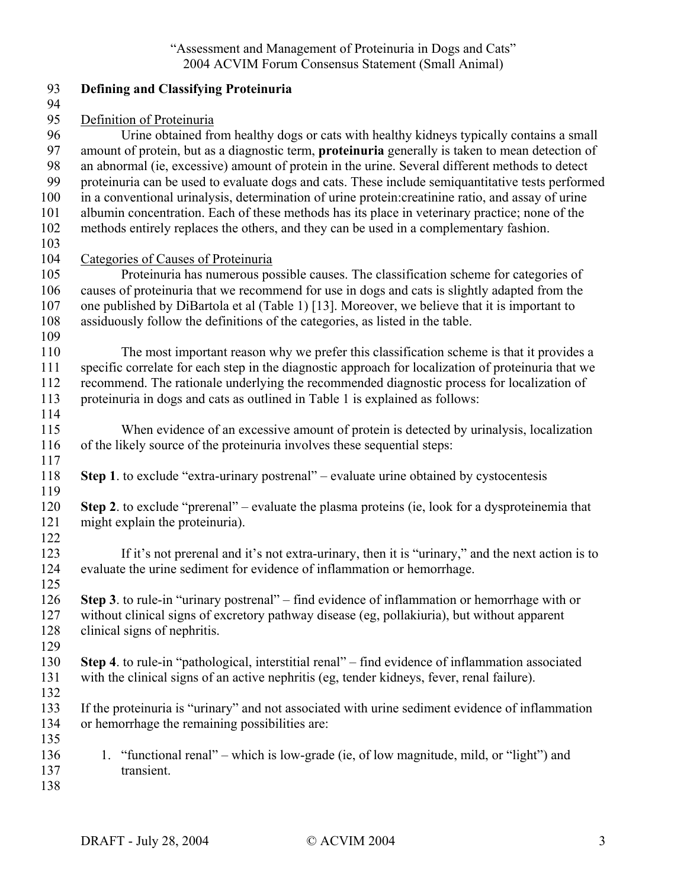**Defining and Classifying Proteinuria**

Definition of Proteinuria

Urine obtained from healthy dogs or cats with healthy kidneys typically contains a small amount of protein, but as a diagnostic term, **proteinuria** generally is taken to mean detection of an abnormal (ie, excessive) amount of protein in the urine. Several different methods to detect proteinuria can be used to evaluate dogs and cats. These include semiquantitative tests performed in a conventional urinalysis, determination of urine protein:creatinine ratio, and assay of urine albumin concentration. Each of these methods has its place in veterinary practice; none of the methods entirely replaces the others, and they can be used in a complementary fashion.

Categories of Causes of Proteinuria

Proteinuria has numerous possible causes. The classification scheme for categories of causes of proteinuria that we recommend for use in dogs and cats is slightly adapted from the one published by DiBartola et al (Table 1) [13]. Moreover, we believe that it is important to assiduously follow the definitions of the categories, as listed in the table.

The most important reason why we prefer this classification scheme is that it provides a specific correlate for each step in the diagnostic approach for localization of proteinuria that we recommend. The rationale underlying the recommended diagnostic process for localization of proteinuria in dogs and cats as outlined in Table 1 is explained as follows:

When evidence of an excessive amount of protein is detected by urinalysis, localization of the likely source of the proteinuria involves these sequential steps:

**Step 1**. to exclude "extra-urinary postrenal" – evaluate urine obtained by cystocentesis

**Step 2**. to exclude "prerenal" – evaluate the plasma proteins (ie, look for a dysproteinemia that might explain the proteinuria).

If it's not prerenal and it's not extra-urinary, then it is "urinary," and the next action is to evaluate the urine sediment for evidence of inflammation or hemorrhage.

**Step 3**. to rule-in "urinary postrenal" – find evidence of inflammation or hemorrhage with or without clinical signs of excretory pathway disease (eg, pollakiuria), but without apparent clinical signs of nephritis.

**Step 4**. to rule-in "pathological, interstitial renal" – find evidence of inflammation associated with the clinical signs of an active nephritis (eg, tender kidneys, fever, renal failure).

If the proteinuria is "urinary" and not associated with urine sediment evidence of inflammation or hemorrhage the remaining possibilities are:

1. "functional renal" – which is low-grade (ie, of low magnitude, mild, or "light") and transient.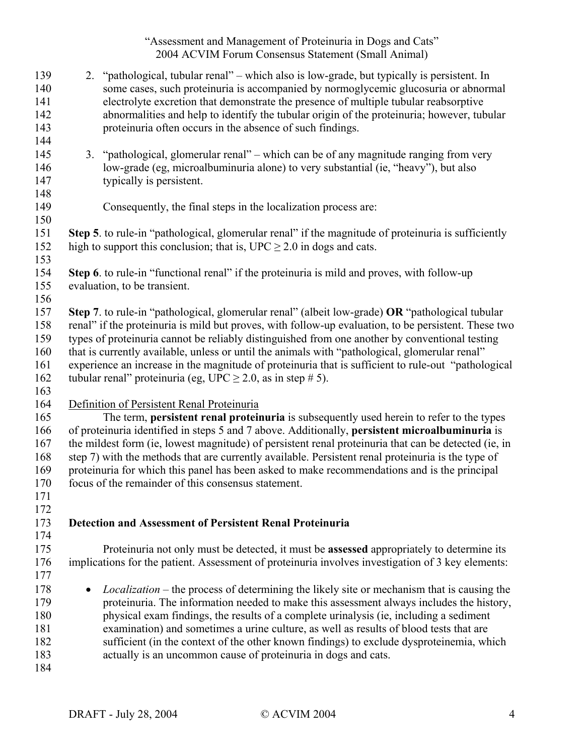2. "pathological, tubular renal" – which also is low-grade, but typically is persistent. In some cases, such proteinuria is accompanied by normoglycemic glucosuria or abnormal electrolyte excretion that demonstrate the presence of multiple tubular reabsorptive abnormalities and help to identify the tubular origin of the proteinuria; however, tubular proteinuria often occurs in the absence of such findings.

3. "pathological, glomerular renal" – which can be of any magnitude ranging from very low-grade (eg, microalbuminuria alone) to very substantial (ie, "heavy"), but also typically is persistent.

   Consequently, the final steps in the localization process are:

**Step 5**. to rule-in "pathological, glomerular renal" if the magnitude of proteinuria is sufficiently high to support this conclusion; that is, UPC $\geq 2.0$ in dogs and cats.

**Step 6**. to rule-in "functional renal" if the proteinuria is mild and proves, with follow-up evaluation, to be transient.

**Step 7**. to rule-in "pathological, glomerular renal" (albeit low-grade) **OR** "pathological tubular renal" if the proteinuria is mild but proves, with follow-up evaluation, to be persistent. These two types of proteinuria cannot be reliably distinguished from one another by conventional testing that is currently available, unless or until the animals with "pathological, glomerular renal" experience an increase in the magnitude of proteinuria that is sufficient to rule-out "pathological tubular renal" proteinuria (eg, UPC $\geq 2.0$, as in step # 5).

Definition of Persistent Renal Proteinuria

The term, **persistent renal proteinuria** is subsequently used herein to refer to the types of proteinuria identified in steps 5 and 7 above. Additionally, **persistent microalbuminuria** is the mildest form (ie, lowest magnitude) of persistent renal proteinuria that can be detected (ie, in step 7) with the methods that are currently available. Persistent renal proteinuria is the type of proteinuria for which this panel has been asked to make recommendations and is the principal focus of the remainder of this consensus statement.

## Detection and Assessment of Persistent Renal Proteinuria

Proteinuria not only must be detected, it must be **assessed** appropriately to determine its implications for the patient. Assessment of proteinuria involves investigation of 3 key elements:

- *Localization* – the process of determining the likely site or mechanism that is causing the proteinuria. The information needed to make this assessment always includes the history, physical exam findings, the results of a complete urinalysis (ie, including a sediment examination) and sometimes a urine culture, as well as results of blood tests that are sufficient (in the context of the other known findings) to exclude dysproteinemia, which actually is an uncommon cause of proteinuria in dogs and cats.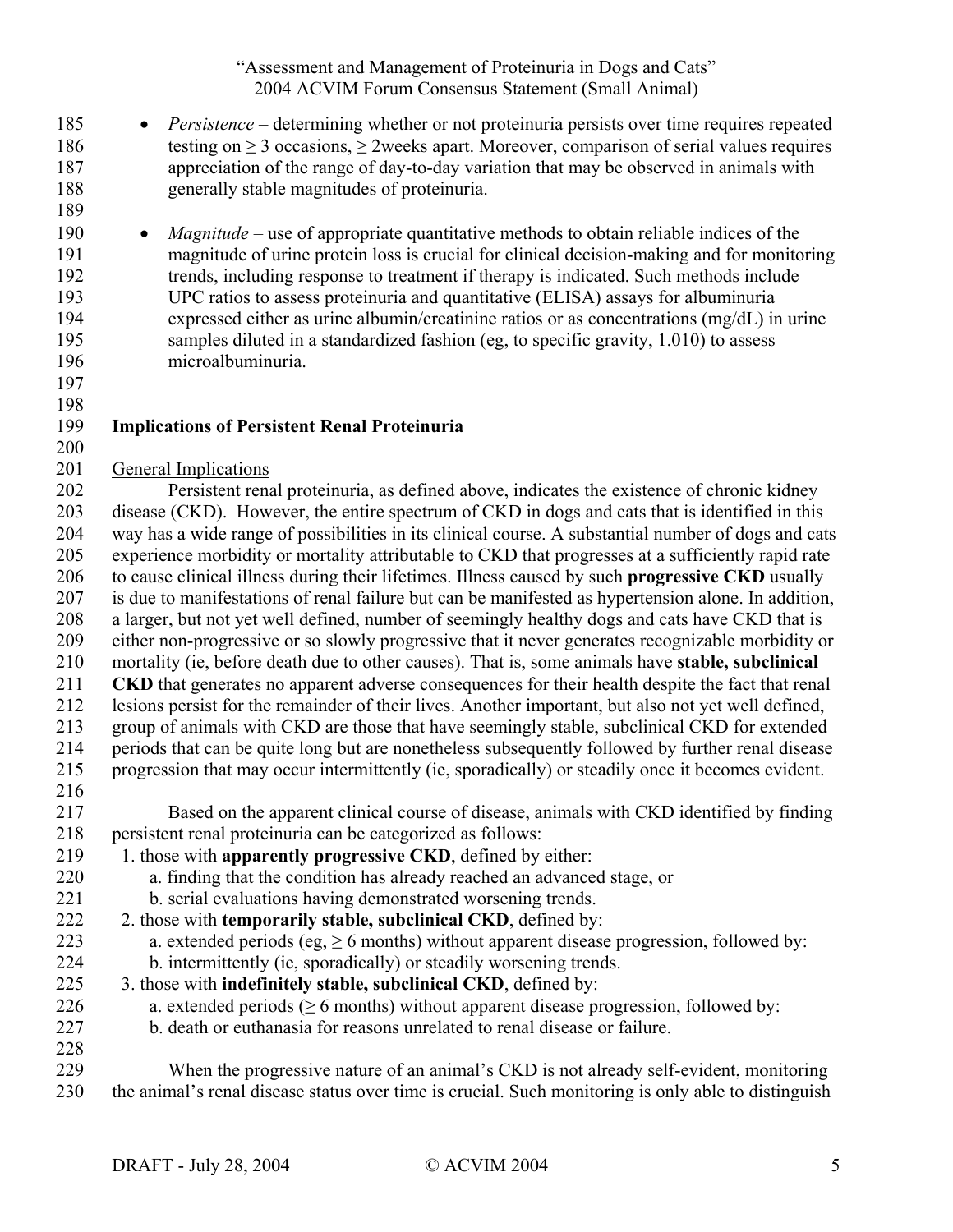- *Persistence* – determining whether or not proteinuria persists over time requires repeated testing on ≥ 3 occasions, ≥ 2weeks apart. Moreover, comparison of serial values requires appreciation of the range of day-to-day variation that may be observed in animals with generally stable magnitudes of proteinuria.

- *Magnitude* – use of appropriate quantitative methods to obtain reliable indices of the magnitude of urine protein loss is crucial for clinical decision-making and for monitoring trends, including response to treatment if therapy is indicated. Such methods include UPC ratios to assess proteinuria and quantitative (ELISA) assays for albuminuria expressed either as urine albumin/creatinine ratios or as concentrations (mg/dL) in urine samples diluted in a standardized fashion (eg, to specific gravity, 1.010) to assess microalbuminuria.

## Implications of Persistent Renal Proteinuria

### General Implications

Persistent renal proteinuria, as defined above, indicates the existence of chronic kidney disease (CKD). However, the entire spectrum of CKD in dogs and cats that is identified in this way has a wide range of possibilities in its clinical course. A substantial number of dogs and cats experience morbidity or mortality attributable to CKD that progresses at a sufficiently rapid rate to cause clinical illness during their lifetimes. Illness caused by such **progressive CKD** usually is due to manifestations of renal failure but can be manifested as hypertension alone. In addition, a larger, but not yet well defined, number of seemingly healthy dogs and cats have CKD that is either non-progressive or so slowly progressive that it never generates recognizable morbidity or mortality (ie, before death due to other causes). That is, some animals have **stable, subclinical CKD** that generates no apparent adverse consequences for their health despite the fact that renal lesions persist for the remainder of their lives. Another important, but also not yet well defined, group of animals with CKD are those that have seemingly stable, subclinical CKD for extended periods that can be quite long but are nonetheless subsequently followed by further renal disease progression that may occur intermittently (ie, sporadically) or steadily once it becomes evident.

Based on the apparent clinical course of disease, animals with CKD identified by finding persistent renal proteinuria can be categorized as follows:

1. those with **apparently progressive CKD**, defined by either:
   a. finding that the condition has already reached an advanced stage, or
   b. serial evaluations having demonstrated worsening trends.
2. those with **temporarily stable, subclinical CKD**, defined by:
   a. extended periods (eg, ≥ 6 months) without apparent disease progression, followed by:
   b. intermittently (ie, sporadically) or steadily worsening trends.
3. those with **indefinitely stable, subclinical CKD**, defined by:
   a. extended periods (≥ 6 months) without apparent disease progression, followed by:
   b. death or euthanasia for reasons unrelated to renal disease or failure.

When the progressive nature of an animal's CKD is not already self-evident, monitoring the animal's renal disease status over time is crucial. Such monitoring is only able to distinguish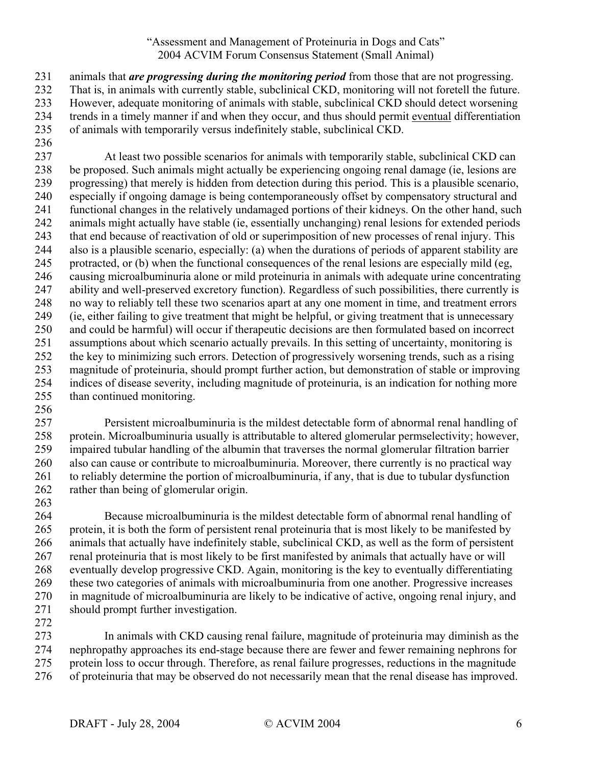animals that ***are progressing during the monitoring period*** from those that are not progressing. That is, in animals with currently stable, subclinical CKD, monitoring will not foretell the future. However, adequate monitoring of animals with stable, subclinical CKD should detect worsening trends in a timely manner if and when they occur, and thus should permit eventual differentiation of animals with temporarily versus indefinitely stable, subclinical CKD.

At least two possible scenarios for animals with temporarily stable, subclinical CKD can be proposed. Such animals might actually be experiencing ongoing renal damage (ie, lesions are progressing) that merely is hidden from detection during this period. This is a plausible scenario, especially if ongoing damage is being contemporaneously offset by compensatory structural and functional changes in the relatively undamaged portions of their kidneys. On the other hand, such animals might actually have stable (ie, essentially unchanging) renal lesions for extended periods that end because of reactivation of old or superimposition of new processes of renal injury. This also is a plausible scenario, especially: (a) when the durations of periods of apparent stability are protracted, or (b) when the functional consequences of the renal lesions are especially mild (eg, causing microalbuminuria alone or mild proteinuria in animals with adequate urine concentrating ability and well-preserved excretory function). Regardless of such possibilities, there currently is no way to reliably tell these two scenarios apart at any one moment in time, and treatment errors (ie, either failing to give treatment that might be helpful, or giving treatment that is unnecessary and could be harmful) will occur if therapeutic decisions are then formulated based on incorrect assumptions about which scenario actually prevails. In this setting of uncertainty, monitoring is the key to minimizing such errors. Detection of progressively worsening trends, such as a rising magnitude of proteinuria, should prompt further action, but demonstration of stable or improving indices of disease severity, including magnitude of proteinuria, is an indication for nothing more than continued monitoring.

Persistent microalbuminuria is the mildest detectable form of abnormal renal handling of protein. Microalbuminuria usually is attributable to altered glomerular permselectivity; however, impaired tubular handling of the albumin that traverses the normal glomerular filtration barrier also can cause or contribute to microalbuminuria. Moreover, there currently is no practical way to reliably determine the portion of microalbuminuria, if any, that is due to tubular dysfunction rather than being of glomerular origin.

Because microalbuminuria is the mildest detectable form of abnormal renal handling of protein, it is both the form of persistent renal proteinuria that is most likely to be manifested by animals that actually have indefinitely stable, subclinical CKD, as well as the form of persistent renal proteinuria that is most likely to be first manifested by animals that actually have or will eventually develop progressive CKD. Again, monitoring is the key to eventually differentiating these two categories of animals with microalbuminuria from one another. Progressive increases in magnitude of microalbuminuria are likely to be indicative of active, ongoing renal injury, and should prompt further investigation.

In animals with CKD causing renal failure, magnitude of proteinuria may diminish as the nephropathy approaches its end-stage because there are fewer and fewer remaining nephrons for protein loss to occur through. Therefore, as renal failure progresses, reductions in the magnitude of proteinuria that may be observed do not necessarily mean that the renal disease has improved.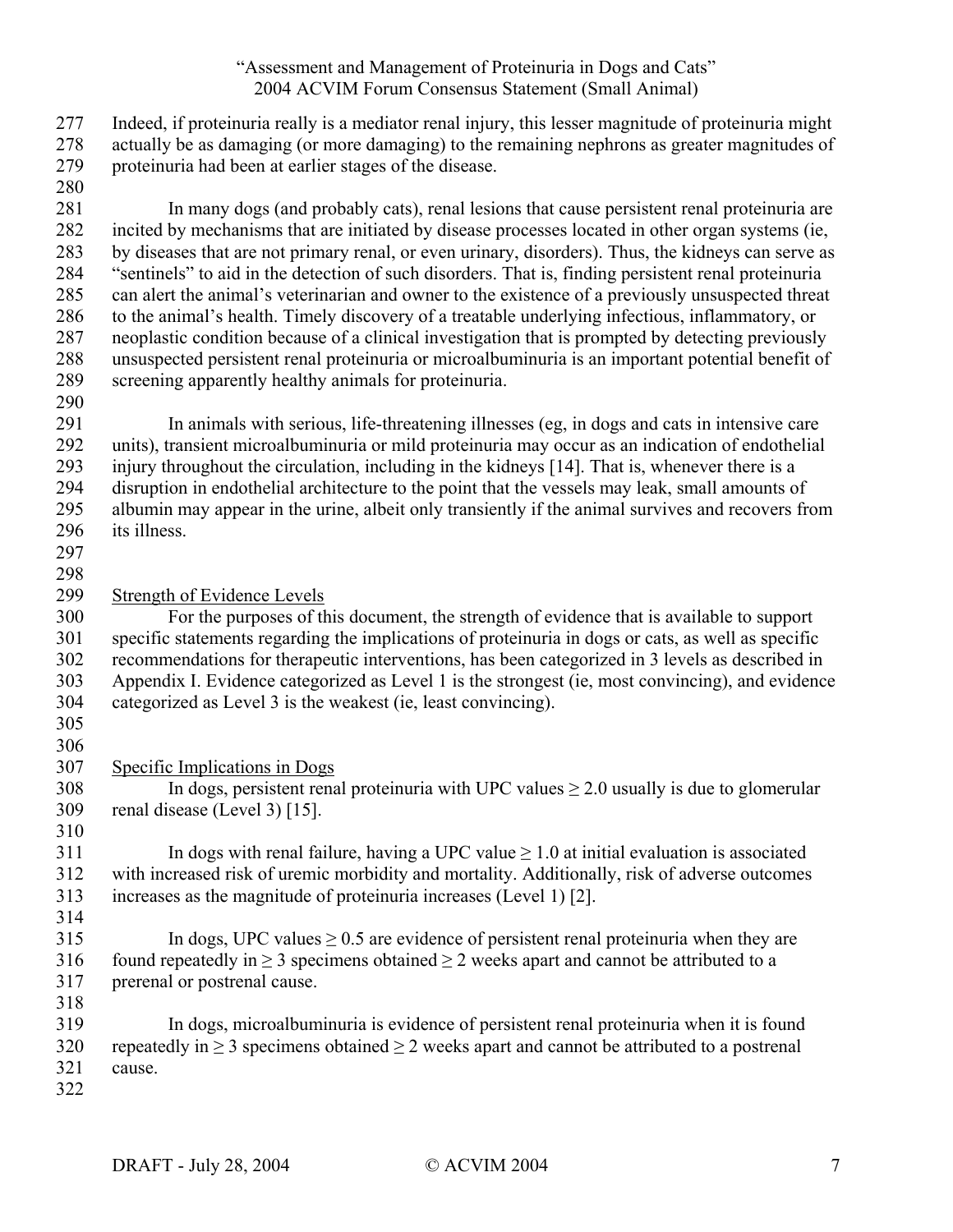Indeed, if proteinuria really is a mediator renal injury, this lesser magnitude of proteinuria might actually be as damaging (or more damaging) to the remaining nephrons as greater magnitudes of proteinuria had been at earlier stages of the disease.

In many dogs (and probably cats), renal lesions that cause persistent renal proteinuria are incited by mechanisms that are initiated by disease processes located in other organ systems (ie, by diseases that are not primary renal, or even urinary, disorders). Thus, the kidneys can serve as "sentinels" to aid in the detection of such disorders. That is, finding persistent renal proteinuria can alert the animal's veterinarian and owner to the existence of a previously unsuspected threat to the animal's health. Timely discovery of a treatable underlying infectious, inflammatory, or neoplastic condition because of a clinical investigation that is prompted by detecting previously unsuspected persistent renal proteinuria or microalbuminuria is an important potential benefit of screening apparently healthy animals for proteinuria.

In animals with serious, life-threatening illnesses (eg, in dogs and cats in intensive care units), transient microalbuminuria or mild proteinuria may occur as an indication of endothelial injury throughout the circulation, including in the kidneys [14]. That is, whenever there is a disruption in endothelial architecture to the point that the vessels may leak, small amounts of albumin may appear in the urine, albeit only transiently if the animal survives and recovers from its illness.

## Strength of Evidence Levels

For the purposes of this document, the strength of evidence that is available to support specific statements regarding the implications of proteinuria in dogs or cats, as well as specific recommendations for therapeutic interventions, has been categorized in 3 levels as described in Appendix I. Evidence categorized as Level 1 is the strongest (ie, most convincing), and evidence categorized as Level 3 is the weakest (ie, least convincing).

## Specific Implications in Dogs

In dogs, persistent renal proteinuria with UPC values $\geq 2.0$ usually is due to glomerular renal disease (Level 3) [15].

In dogs with renal failure, having a UPC value $\geq 1.0$ at initial evaluation is associated with increased risk of uremic morbidity and mortality. Additionally, risk of adverse outcomes increases as the magnitude of proteinuria increases (Level 1) [2].

In dogs, UPC values $\geq 0.5$ are evidence of persistent renal proteinuria when they are found repeatedly in $\geq 3$ specimens obtained $\geq 2$ weeks apart and cannot be attributed to a prerenal or postrenal cause.

In dogs, microalbuminuria is evidence of persistent renal proteinuria when it is found repeatedly in $\geq 3$ specimens obtained $\geq 2$ weeks apart and cannot be attributed to a postrenal cause.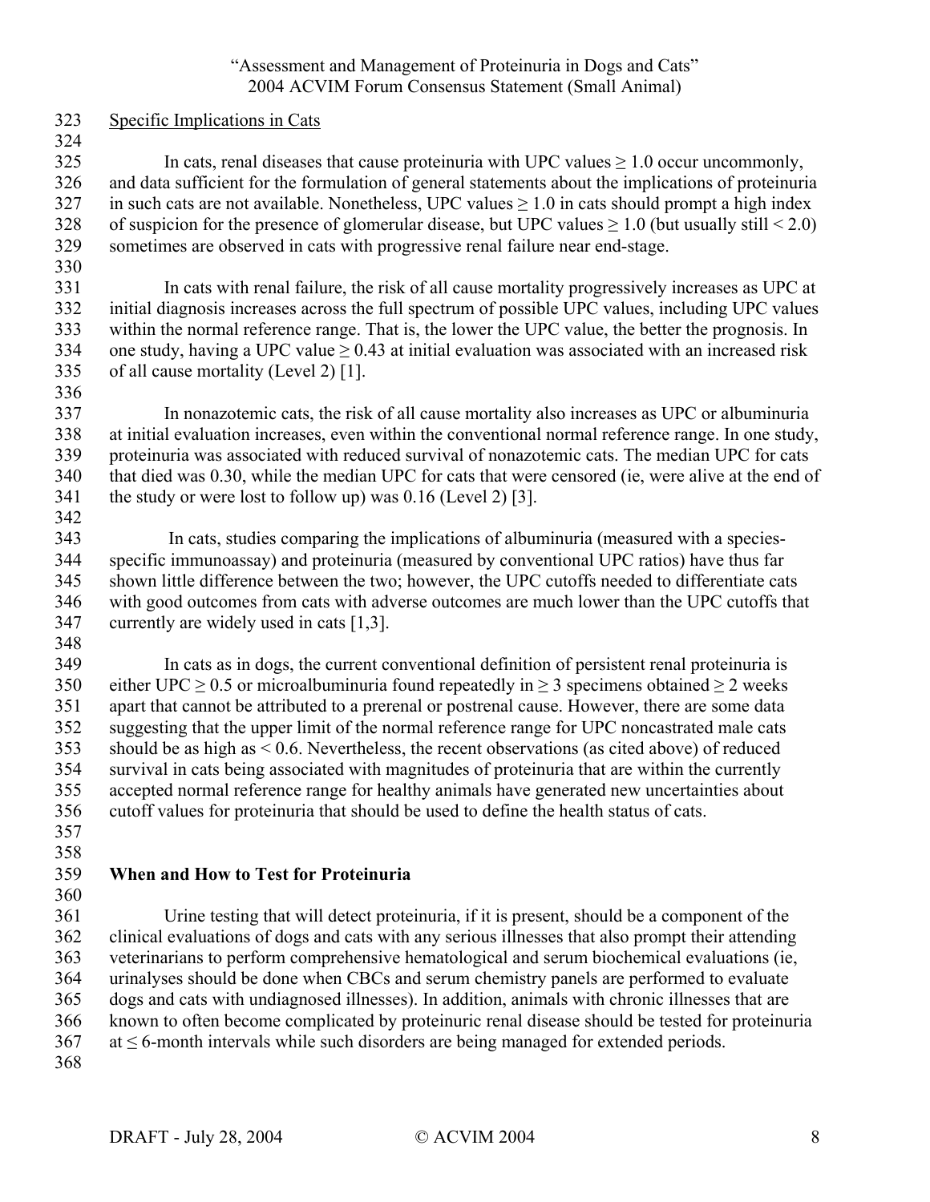Specific Implications in Cats

In cats, renal diseases that cause proteinuria with UPC values ≥ 1.0 occur uncommonly, and data sufficient for the formulation of general statements about the implications of proteinuria in such cats are not available. Nonetheless, UPC values ≥ 1.0 in cats should prompt a high index of suspicion for the presence of glomerular disease, but UPC values ≥ 1.0 (but usually still < 2.0) sometimes are observed in cats with progressive renal failure near end-stage.

In cats with renal failure, the risk of all cause mortality progressively increases as UPC at initial diagnosis increases across the full spectrum of possible UPC values, including UPC values within the normal reference range. That is, the lower the UPC value, the better the prognosis. In one study, having a UPC value ≥ 0.43 at initial evaluation was associated with an increased risk of all cause mortality (Level 2) [1].

In nonazotemic cats, the risk of all cause mortality also increases as UPC or albuminuria at initial evaluation increases, even within the conventional normal reference range. In one study, proteinuria was associated with reduced survival of nonazotemic cats. The median UPC for cats that died was 0.30, while the median UPC for cats that were censored (ie, were alive at the end of the study or were lost to follow up) was 0.16 (Level 2) [3].

In cats, studies comparing the implications of albuminuria (measured with a species-specific immunoassay) and proteinuria (measured by conventional UPC ratios) have thus far shown little difference between the two; however, the UPC cutoffs needed to differentiate cats with good outcomes from cats with adverse outcomes are much lower than the UPC cutoffs that currently are widely used in cats [1,3].

In cats as in dogs, the current conventional definition of persistent renal proteinuria is either UPC ≥ 0.5 or microalbuminuria found repeatedly in ≥ 3 specimens obtained ≥ 2 weeks apart that cannot be attributed to a prerenal or postrenal cause. However, there are some data suggesting that the upper limit of the normal reference range for UPC noncastrated male cats should be as high as < 0.6. Nevertheless, the recent observations (as cited above) of reduced survival in cats being associated with magnitudes of proteinuria that are within the currently accepted normal reference range for healthy animals have generated new uncertainties about cutoff values for proteinuria that should be used to define the health status of cats.

## When and How to Test for Proteinuria

Urine testing that will detect proteinuria, if it is present, should be a component of the clinical evaluations of dogs and cats with any serious illnesses that also prompt their attending veterinarians to perform comprehensive hematological and serum biochemical evaluations (ie, urinalyses should be done when CBCs and serum chemistry panels are performed to evaluate dogs and cats with undiagnosed illnesses). In addition, animals with chronic illnesses that are known to often become complicated by proteinuric renal disease should be tested for proteinuria at ≤ 6-month intervals while such disorders are being managed for extended periods.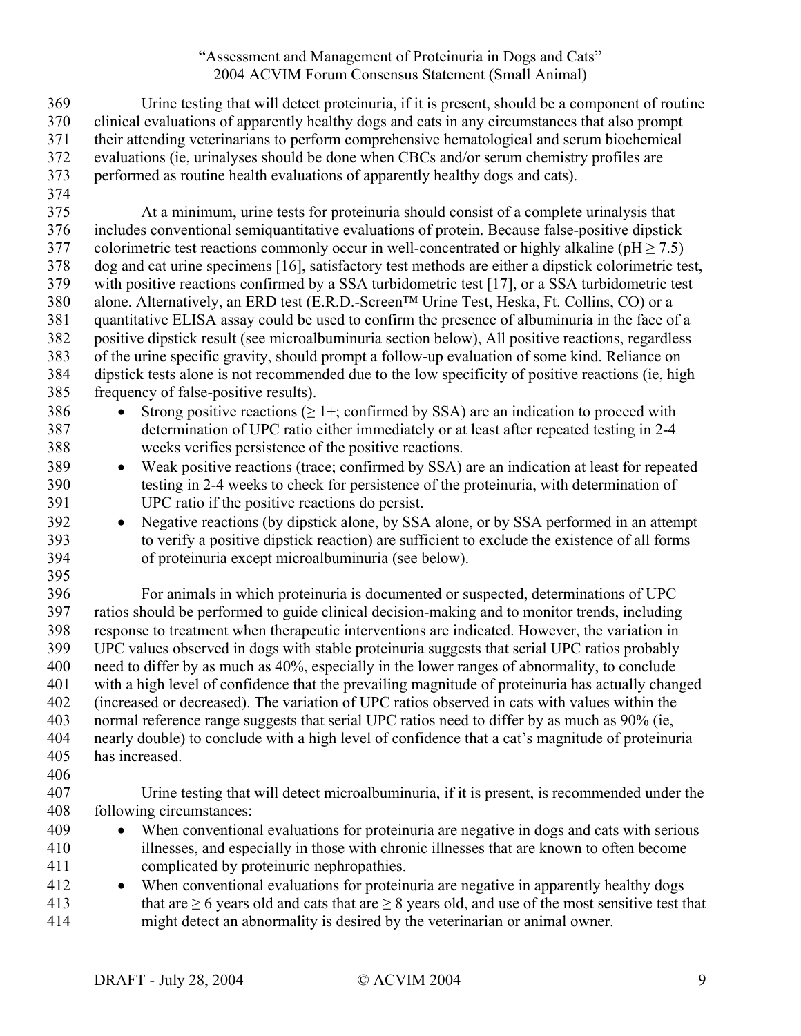Urine testing that will detect proteinuria, if it is present, should be a component of routine clinical evaluations of apparently healthy dogs and cats in any circumstances that also prompt their attending veterinarians to perform comprehensive hematological and serum biochemical evaluations (ie, urinalyses should be done when CBCs and/or serum chemistry profiles are performed as routine health evaluations of apparently healthy dogs and cats).

At a minimum, urine tests for proteinuria should consist of a complete urinalysis that includes conventional semiquantitative evaluations of protein. Because false-positive dipstick colorimetric test reactions commonly occur in well-concentrated or highly alkaline (pH $\geq$ 7.5) dog and cat urine specimens [16], satisfactory test methods are either a dipstick colorimetric test, with positive reactions confirmed by a SSA turbidometric test [17], or a SSA turbidometric test alone. Alternatively, an ERD test (E.R.D.-Screen™ Urine Test, Heska, Ft. Collins, CO) or a quantitative ELISA assay could be used to confirm the presence of albuminuria in the face of a positive dipstick result (see microalbuminuria section below), All positive reactions, regardless of the urine specific gravity, should prompt a follow-up evaluation of some kind. Reliance on dipstick tests alone is not recommended due to the low specificity of positive reactions (ie, high frequency of false-positive results).

- Strong positive reactions ($\geq$ 1+; confirmed by SSA) are an indication to proceed with determination of UPC ratio either immediately or at least after repeated testing in 2-4 weeks verifies persistence of the positive reactions.
- Weak positive reactions (trace; confirmed by SSA) are an indication at least for repeated testing in 2-4 weeks to check for persistence of the proteinuria, with determination of UPC ratio if the positive reactions do persist.
- Negative reactions (by dipstick alone, by SSA alone, or by SSA performed in an attempt to verify a positive dipstick reaction) are sufficient to exclude the existence of all forms of proteinuria except microalbuminuria (see below).

For animals in which proteinuria is documented or suspected, determinations of UPC ratios should be performed to guide clinical decision-making and to monitor trends, including response to treatment when therapeutic interventions are indicated. However, the variation in UPC values observed in dogs with stable proteinuria suggests that serial UPC ratios probably need to differ by as much as 40%, especially in the lower ranges of abnormality, to conclude with a high level of confidence that the prevailing magnitude of proteinuria has actually changed (increased or decreased). The variation of UPC ratios observed in cats with values within the normal reference range suggests that serial UPC ratios need to differ by as much as 90% (ie, nearly double) to conclude with a high level of confidence that a cat's magnitude of proteinuria has increased.

Urine testing that will detect microalbuminuria, if it is present, is recommended under the following circumstances:

- When conventional evaluations for proteinuria are negative in dogs and cats with serious illnesses, and especially in those with chronic illnesses that are known to often become complicated by proteinuric nephropathies.
- When conventional evaluations for proteinuria are negative in apparently healthy dogs that are $\geq$ 6 years old and cats that are $\geq$ 8 years old, and use of the most sensitive test that might detect an abnormality is desired by the veterinarian or animal owner.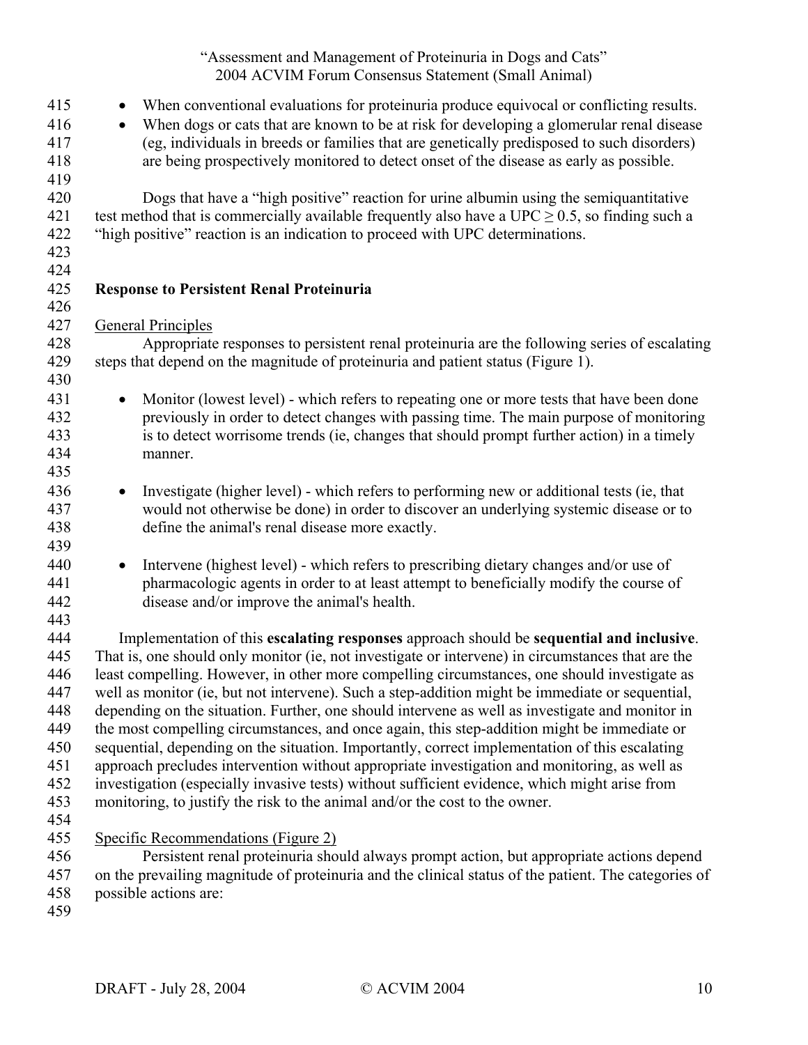- When conventional evaluations for proteinuria produce equivocal or conflicting results.
- When dogs or cats that are known to be at risk for developing a glomerular renal disease (eg, individuals in breeds or families that are genetically predisposed to such disorders) are being prospectively monitored to detect onset of the disease as early as possible.

Dogs that have a "high positive" reaction for urine albumin using the semiquantitative test method that is commercially available frequently also have a UPC $\geq 0.5$, so finding such a "high positive" reaction is an indication to proceed with UPC determinations.

## Response to Persistent Renal Proteinuria

### General Principles

Appropriate responses to persistent renal proteinuria are the following series of escalating steps that depend on the magnitude of proteinuria and patient status (Figure 1).

- Monitor (lowest level) - which refers to repeating one or more tests that have been done previously in order to detect changes with passing time. The main purpose of monitoring is to detect worrisome trends (ie, changes that should prompt further action) in a timely manner.

- Investigate (higher level) - which refers to performing new or additional tests (ie, that would not otherwise be done) in order to discover an underlying systemic disease or to define the animal's renal disease more exactly.

- Intervene (highest level) - which refers to prescribing dietary changes and/or use of pharmacologic agents in order to at least attempt to beneficially modify the course of disease and/or improve the animal's health.

Implementation of this **escalating responses** approach should be **sequential and inclusive**. That is, one should only monitor (ie, not investigate or intervene) in circumstances that are the least compelling. However, in other more compelling circumstances, one should investigate as well as monitor (ie, but not intervene). Such a step-addition might be immediate or sequential, depending on the situation. Further, one should intervene as well as investigate and monitor in the most compelling circumstances, and once again, this step-addition might be immediate or sequential, depending on the situation. Importantly, correct implementation of this escalating approach precludes intervention without appropriate investigation and monitoring, as well as investigation (especially invasive tests) without sufficient evidence, which might arise from monitoring, to justify the risk to the animal and/or the cost to the owner.

### Specific Recommendations (Figure 2)

Persistent renal proteinuria should always prompt action, but appropriate actions depend on the prevailing magnitude of proteinuria and the clinical status of the patient. The categories of possible actions are: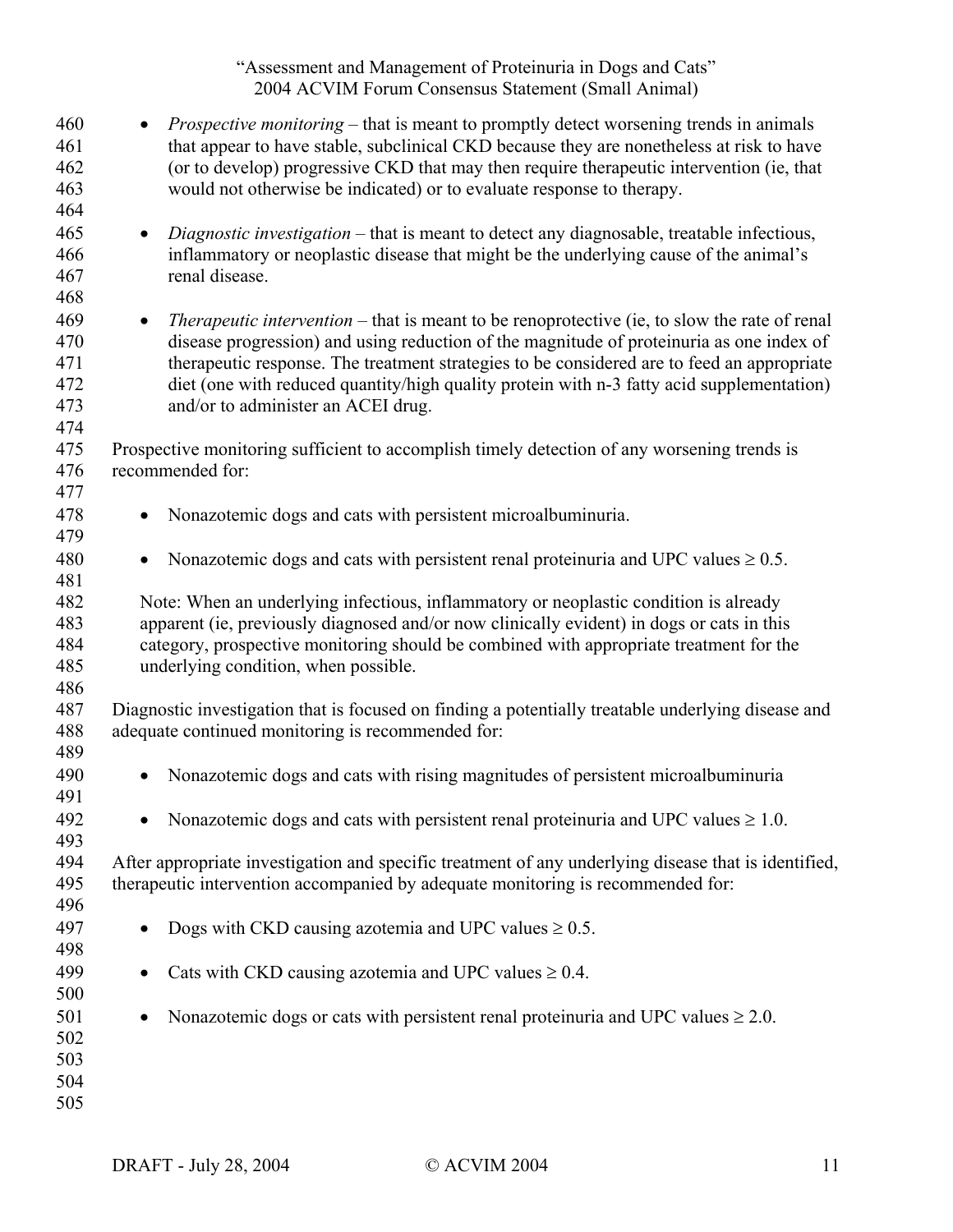- *Prospective monitoring* – that is meant to promptly detect worsening trends in animals that appear to have stable, subclinical CKD because they are nonetheless at risk to have (or to develop) progressive CKD that may then require therapeutic intervention (ie, that would not otherwise be indicated) or to evaluate response to therapy.

- *Diagnostic investigation* – that is meant to detect any diagnosable, treatable infectious, inflammatory or neoplastic disease that might be the underlying cause of the animal's renal disease.

- *Therapeutic intervention* – that is meant to be renoprotective (ie, to slow the rate of renal disease progression) and using reduction of the magnitude of proteinuria as one index of therapeutic response. The treatment strategies to be considered are to feed an appropriate diet (one with reduced quantity/high quality protein with n-3 fatty acid supplementation) and/or to administer an ACEI drug.

Prospective monitoring sufficient to accomplish timely detection of any worsening trends is recommended for:

- Nonazotemic dogs and cats with persistent microalbuminuria.

- Nonazotemic dogs and cats with persistent renal proteinuria and UPC values $\geq 0.5$.

  Note: When an underlying infectious, inflammatory or neoplastic condition is already apparent (ie, previously diagnosed and/or now clinically evident) in dogs or cats in this category, prospective monitoring should be combined with appropriate treatment for the underlying condition, when possible.

Diagnostic investigation that is focused on finding a potentially treatable underlying disease and adequate continued monitoring is recommended for:

- Nonazotemic dogs and cats with rising magnitudes of persistent microalbuminuria

- Nonazotemic dogs and cats with persistent renal proteinuria and UPC values $\geq 1.0$.

After appropriate investigation and specific treatment of any underlying disease that is identified, therapeutic intervention accompanied by adequate monitoring is recommended for:

- Dogs with CKD causing azotemia and UPC values $\geq 0.5$.

- Cats with CKD causing azotemia and UPC values $\geq 0.4$.

- Nonazotemic dogs or cats with persistent renal proteinuria and UPC values $\geq 2.0$.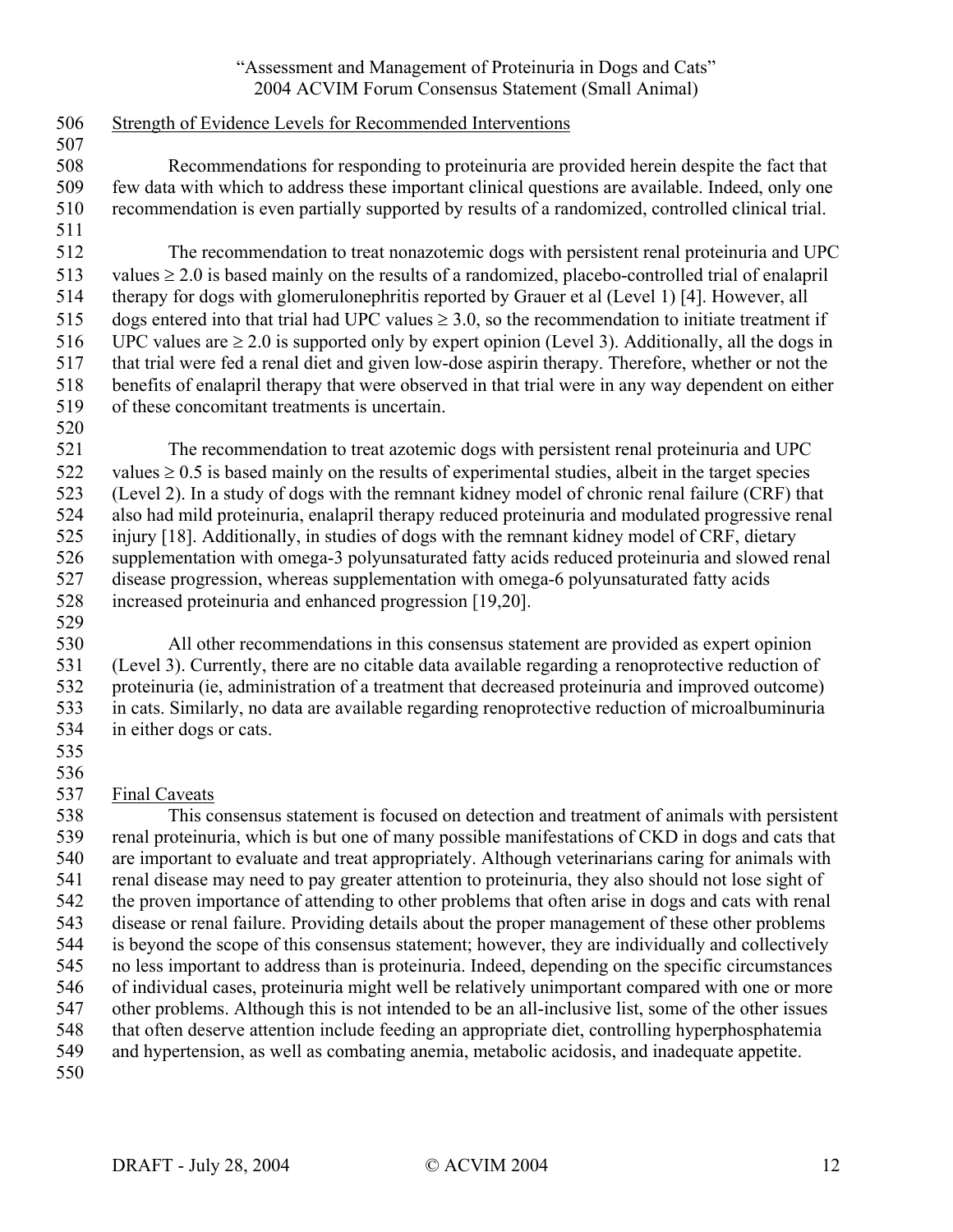Strength of Evidence Levels for Recommended Interventions

Recommendations for responding to proteinuria are provided herein despite the fact that few data with which to address these important clinical questions are available. Indeed, only one recommendation is even partially supported by results of a randomized, controlled clinical trial.

The recommendation to treat nonazotemic dogs with persistent renal proteinuria and UPC values $\geq 2.0$ is based mainly on the results of a randomized, placebo-controlled trial of enalapril therapy for dogs with glomerulonephritis reported by Grauer et al (Level 1) [4]. However, all dogs entered into that trial had UPC values $\geq 3.0$, so the recommendation to initiate treatment if UPC values are $\geq 2.0$ is supported only by expert opinion (Level 3). Additionally, all the dogs in that trial were fed a renal diet and given low-dose aspirin therapy. Therefore, whether or not the benefits of enalapril therapy that were observed in that trial were in any way dependent on either of these concomitant treatments is uncertain.

The recommendation to treat azotemic dogs with persistent renal proteinuria and UPC values $\geq 0.5$ is based mainly on the results of experimental studies, albeit in the target species (Level 2). In a study of dogs with the remnant kidney model of chronic renal failure (CRF) that also had mild proteinuria, enalapril therapy reduced proteinuria and modulated progressive renal injury [18]. Additionally, in studies of dogs with the remnant kidney model of CRF, dietary supplementation with omega-3 polyunsaturated fatty acids reduced proteinuria and slowed renal disease progression, whereas supplementation with omega-6 polyunsaturated fatty acids increased proteinuria and enhanced progression [19,20].

All other recommendations in this consensus statement are provided as expert opinion (Level 3). Currently, there are no citable data available regarding a renoprotective reduction of proteinuria (ie, administration of a treatment that decreased proteinuria and improved outcome) in cats. Similarly, no data are available regarding renoprotective reduction of microalbuminuria in either dogs or cats.

Final Caveats

This consensus statement is focused on detection and treatment of animals with persistent renal proteinuria, which is but one of many possible manifestations of CKD in dogs and cats that are important to evaluate and treat appropriately. Although veterinarians caring for animals with renal disease may need to pay greater attention to proteinuria, they also should not lose sight of the proven importance of attending to other problems that often arise in dogs and cats with renal disease or renal failure. Providing details about the proper management of these other problems is beyond the scope of this consensus statement; however, they are individually and collectively no less important to address than is proteinuria. Indeed, depending on the specific circumstances of individual cases, proteinuria might well be relatively unimportant compared with one or more other problems. Although this is not intended to be an all-inclusive list, some of the other issues that often deserve attention include feeding an appropriate diet, controlling hyperphosphatemia and hypertension, as well as combating anemia, metabolic acidosis, and inadequate appetite.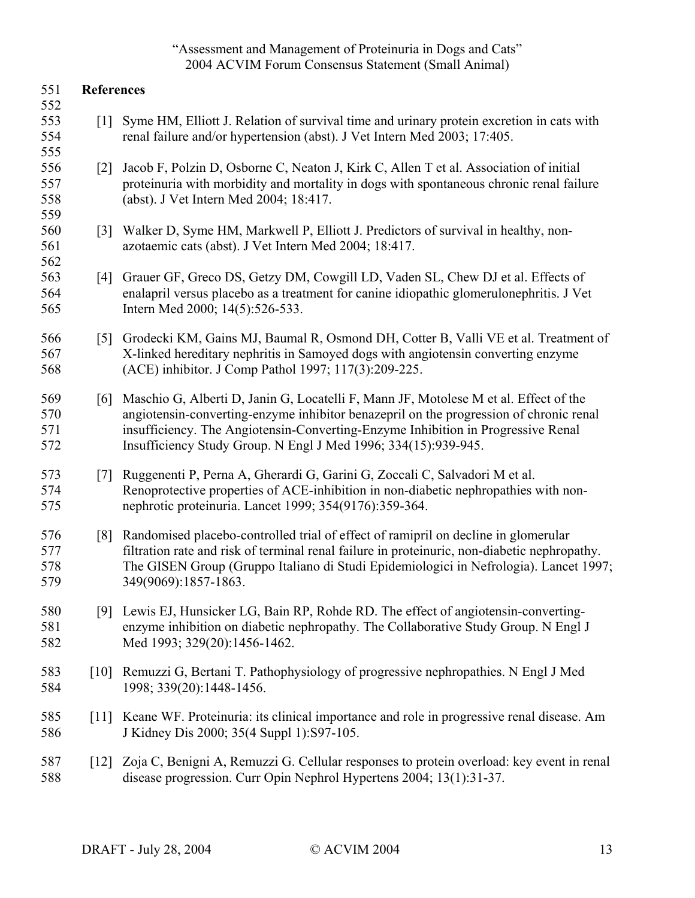## References

[1] Syme HM, Elliott J. Relation of survival time and urinary protein excretion in cats with renal failure and/or hypertension (abst). J Vet Intern Med 2003; 17:405.

[2] Jacob F, Polzin D, Osborne C, Neaton J, Kirk C, Allen T et al. Association of initial proteinuria with morbidity and mortality in dogs with spontaneous chronic renal failure (abst). J Vet Intern Med 2004; 18:417.

[3] Walker D, Syme HM, Markwell P, Elliott J. Predictors of survival in healthy, non-azotaemic cats (abst). J Vet Intern Med 2004; 18:417.

[4] Grauer GF, Greco DS, Getzy DM, Cowgill LD, Vaden SL, Chew DJ et al. Effects of enalapril versus placebo as a treatment for canine idiopathic glomerulonephritis. J Vet Intern Med 2000; 14(5):526-533.

[5] Grodecki KM, Gains MJ, Baumal R, Osmond DH, Cotter B, Valli VE et al. Treatment of X-linked hereditary nephritis in Samoyed dogs with angiotensin converting enzyme (ACE) inhibitor. J Comp Pathol 1997; 117(3):209-225.

[6] Maschio G, Alberti D, Janin G, Locatelli F, Mann JF, Motolese M et al. Effect of the angiotensin-converting-enzyme inhibitor benazepril on the progression of chronic renal insufficiency. The Angiotensin-Converting-Enzyme Inhibition in Progressive Renal Insufficiency Study Group. N Engl J Med 1996; 334(15):939-945.

[7] Ruggenenti P, Perna A, Gherardi G, Garini G, Zoccali C, Salvadori M et al. Renoprotective properties of ACE-inhibition in non-diabetic nephropathies with non-nephrotic proteinuria. Lancet 1999; 354(9176):359-364.

[8] Randomised placebo-controlled trial of effect of ramipril on decline in glomerular filtration rate and risk of terminal renal failure in proteinuric, non-diabetic nephropathy. The GISEN Group (Gruppo Italiano di Studi Epidemiologici in Nefrologia). Lancet 1997; 349(9069):1857-1863.

[9] Lewis EJ, Hunsicker LG, Bain RP, Rohde RD. The effect of angiotensin-converting-enzyme inhibition on diabetic nephropathy. The Collaborative Study Group. N Engl J Med 1993; 329(20):1456-1462.

[10] Remuzzi G, Bertani T. Pathophysiology of progressive nephropathies. N Engl J Med 1998; 339(20):1448-1456.

[11] Keane WF. Proteinuria: its clinical importance and role in progressive renal disease. Am J Kidney Dis 2000; 35(4 Suppl 1):S97-105.

[12] Zoja C, Benigni A, Remuzzi G. Cellular responses to protein overload: key event in renal disease progression. Curr Opin Nephrol Hypertens 2004; 13(1):31-37.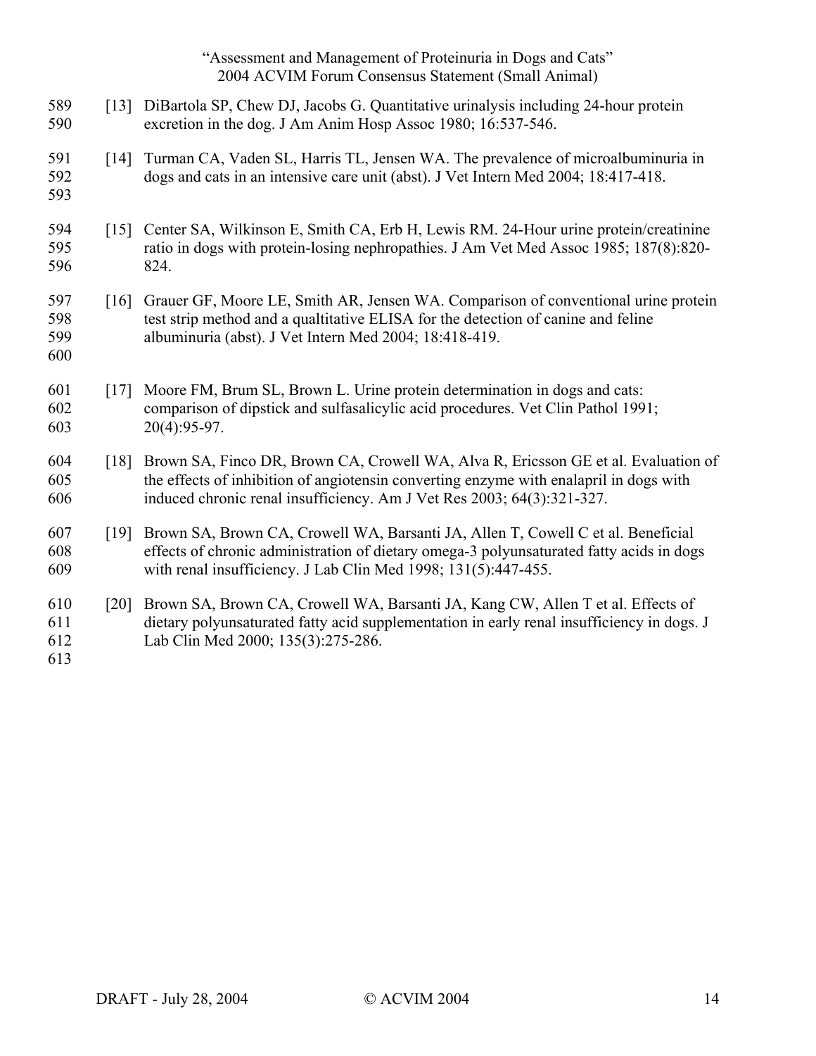[13] DiBartola SP, Chew DJ, Jacobs G. Quantitative urinalysis including 24-hour protein excretion in the dog. J Am Anim Hosp Assoc 1980; 16:537-546.

[14] Turman CA, Vaden SL, Harris TL, Jensen WA. The prevalence of microalbuminuria in dogs and cats in an intensive care unit (abst). J Vet Intern Med 2004; 18:417-418.

[15] Center SA, Wilkinson E, Smith CA, Erb H, Lewis RM. 24-Hour urine protein/creatinine ratio in dogs with protein-losing nephropathies. J Am Vet Med Assoc 1985; 187(8):820-824.

[16] Grauer GF, Moore LE, Smith AR, Jensen WA. Comparison of conventional urine protein test strip method and a qualtitative ELISA for the detection of canine and feline albuminuria (abst). J Vet Intern Med 2004; 18:418-419.

[17] Moore FM, Brum SL, Brown L. Urine protein determination in dogs and cats: comparison of dipstick and sulfasalicylic acid procedures. Vet Clin Pathol 1991; 20(4):95-97.

[18] Brown SA, Finco DR, Brown CA, Crowell WA, Alva R, Ericsson GE et al. Evaluation of the effects of inhibition of angiotensin converting enzyme with enalapril in dogs with induced chronic renal insufficiency. Am J Vet Res 2003; 64(3):321-327.

[19] Brown SA, Brown CA, Crowell WA, Barsanti JA, Allen T, Cowell C et al. Beneficial effects of chronic administration of dietary omega-3 polyunsaturated fatty acids in dogs with renal insufficiency. J Lab Clin Med 1998; 131(5):447-455.

[20] Brown SA, Brown CA, Crowell WA, Barsanti JA, Kang CW, Allen T et al. Effects of dietary polyunsaturated fatty acid supplementation in early renal insufficiency in dogs. J Lab Clin Med 2000; 135(3):275-286.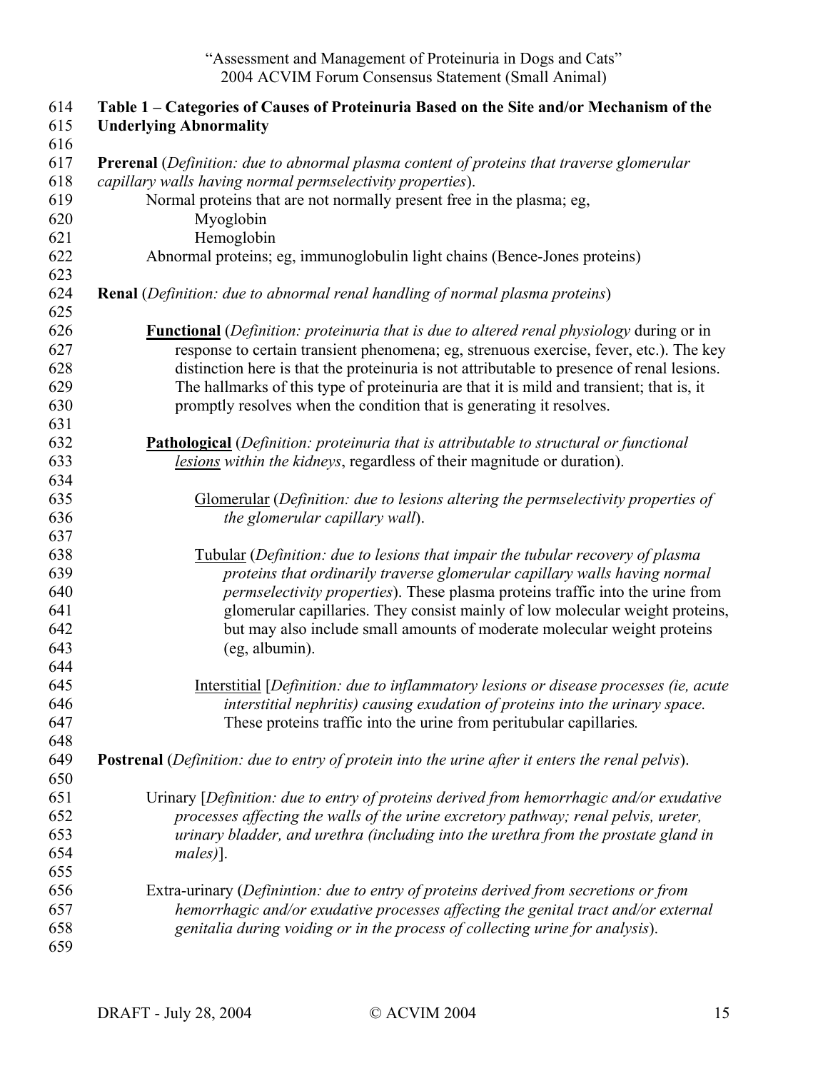**Table 1 – Categories of Causes of Proteinuria Based on the Site and/or Mechanism of the Underlying Abnormality**

**Prerenal** (*Definition: due to abnormal plasma content of proteins that traverse glomerular capillary walls having normal permselectivity properties*).

Normal proteins that are not normally present free in the plasma; eg,

- Myoglobin
- Hemoglobin

Abnormal proteins; eg, immunoglobulin light chains (Bence-Jones proteins)

**Renal** (*Definition: due to abnormal renal handling of normal plasma proteins*)

**<u>Functional</u>** (*Definition: proteinuria that is due to altered renal physiology* during or in response to certain transient phenomena; eg, strenuous exercise, fever, etc.). The key distinction here is that the proteinuria is not attributable to presence of renal lesions. The hallmarks of this type of proteinuria are that it is mild and transient; that is, it promptly resolves when the condition that is generating it resolves.

**<u>Pathological</u>** (*Definition: proteinuria that is attributable to structural or functional <u>lesions</u> within the kidneys*, regardless of their magnitude or duration).

<u>Glomerular</u> (*Definition: due to lesions altering the permselectivity properties of the glomerular capillary wall*).

<u>Tubular</u> (*Definition: due to lesions that impair the tubular recovery of plasma proteins that ordinarily traverse glomerular capillary walls having normal permselectivity properties*). These plasma proteins traffic into the urine from glomerular capillaries. They consist mainly of low molecular weight proteins, but may also include small amounts of moderate molecular weight proteins (eg, albumin).

<u>Interstitial</u> [*Definition: due to inflammatory lesions or disease processes (ie, acute interstitial nephritis) causing exudation of proteins into the urinary space.* These proteins traffic into the urine from peritubular capillaries*.*

**Postrenal** (*Definition: due to entry of protein into the urine after it enters the renal pelvis*).

Urinary [*Definition: due to entry of proteins derived from hemorrhagic and/or exudative processes affecting the walls of the urine excretory pathway; renal pelvis, ureter, urinary bladder, and urethra (including into the urethra from the prostate gland in males)*].

Extra-urinary (*Defininition: due to entry of proteins derived from secretions or from hemorrhagic and/or exudative processes affecting the genital tract and/or external genitalia during voiding or in the process of collecting urine for analysis*).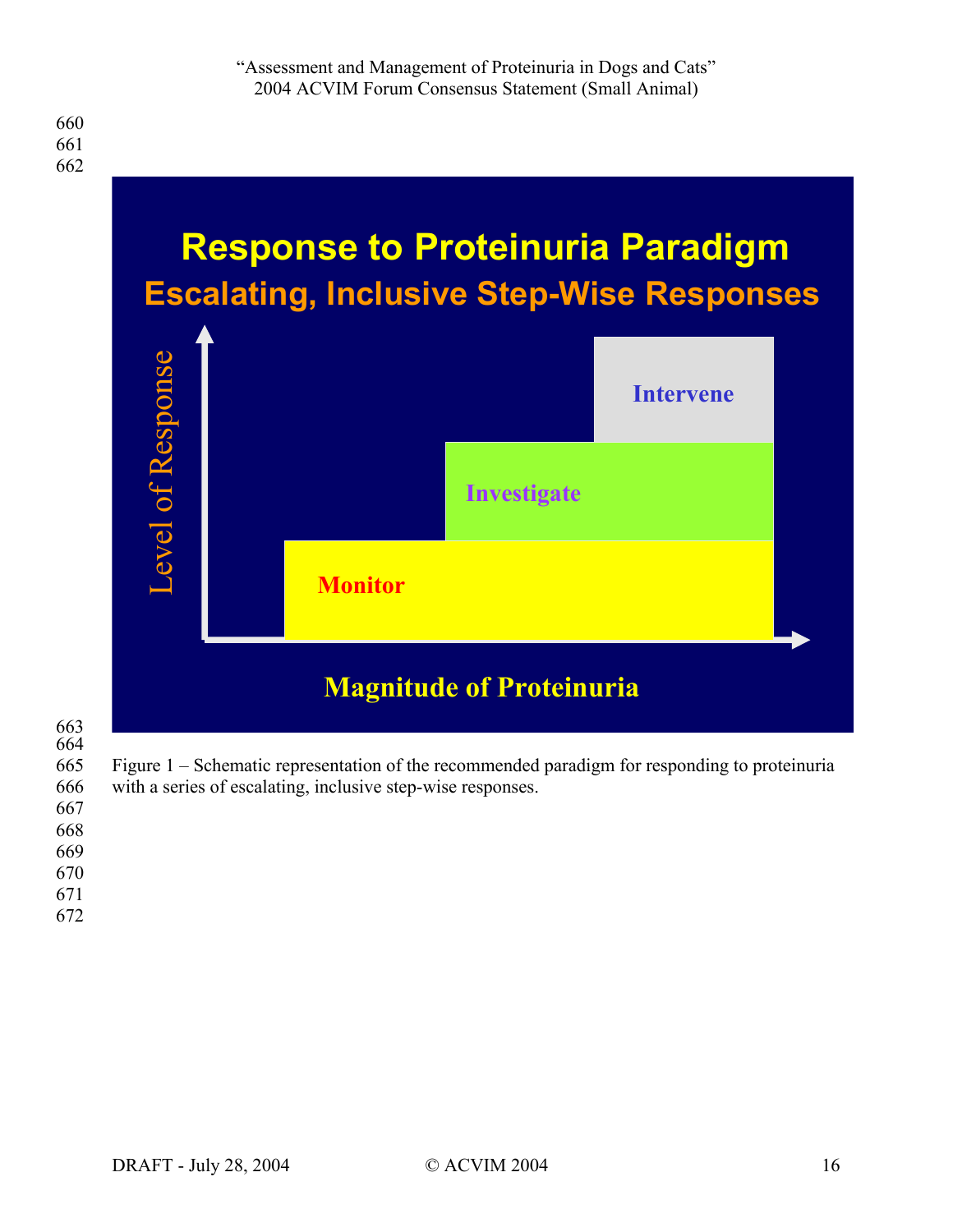Response to Proteinuria Paradigm

Escalating, Inclusive Step-Wise Responses

Level of Response

Intervene

Investigate

Monitor

Magnitude of Proteinuria

Figure 1 – Schematic representation of the recommended paradigm for responding to proteinuria with a series of escalating, inclusive step-wise responses.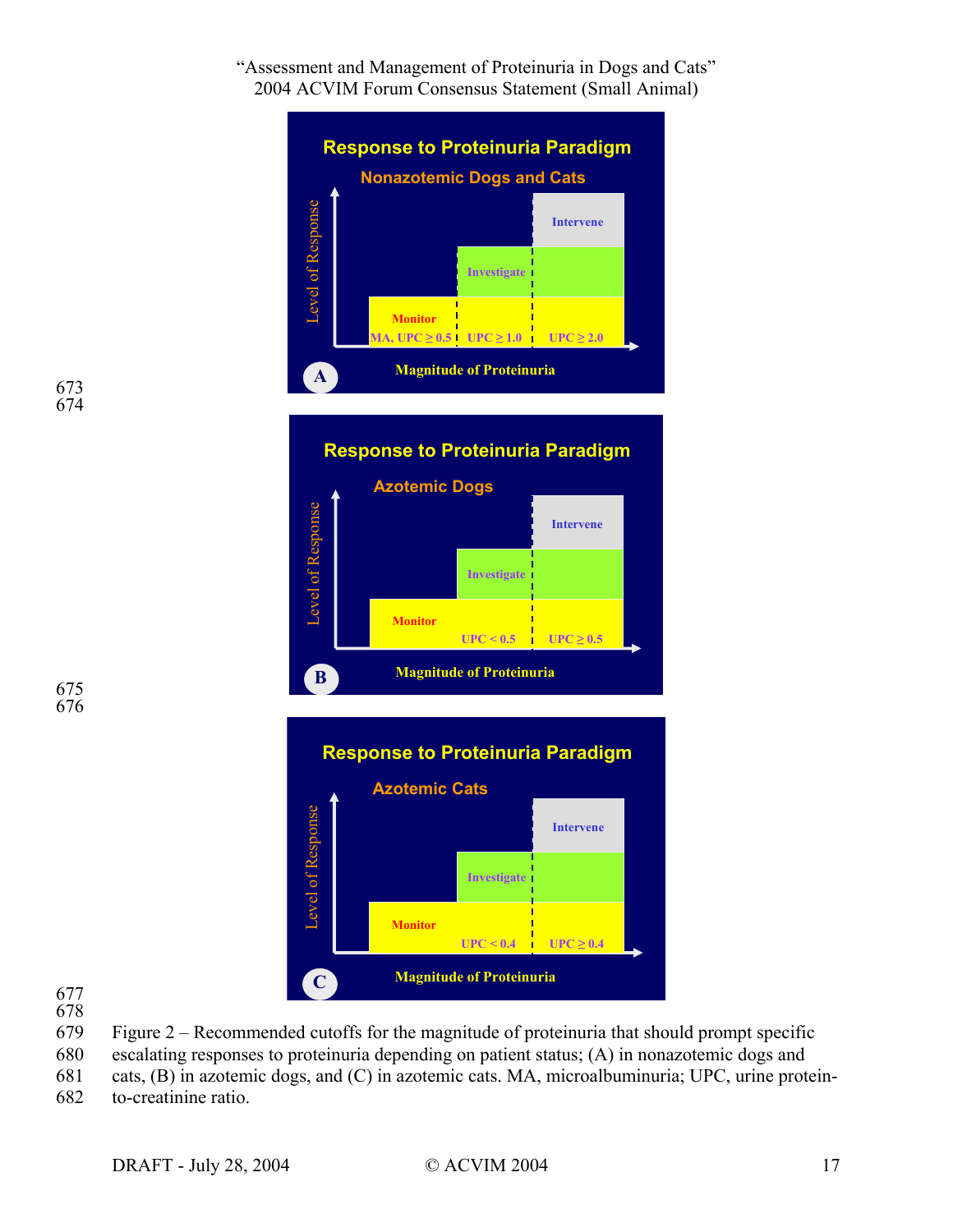Figure 2 – Recommended cutoffs for the magnitude of proteinuria that should prompt specific escalating responses to proteinuria depending on patient status; (A) in nonazotemic dogs and cats, (B) in azotemic dogs, and (C) in azotemic cats. MA, microalbuminuria; UPC, urine protein-to-creatinine ratio.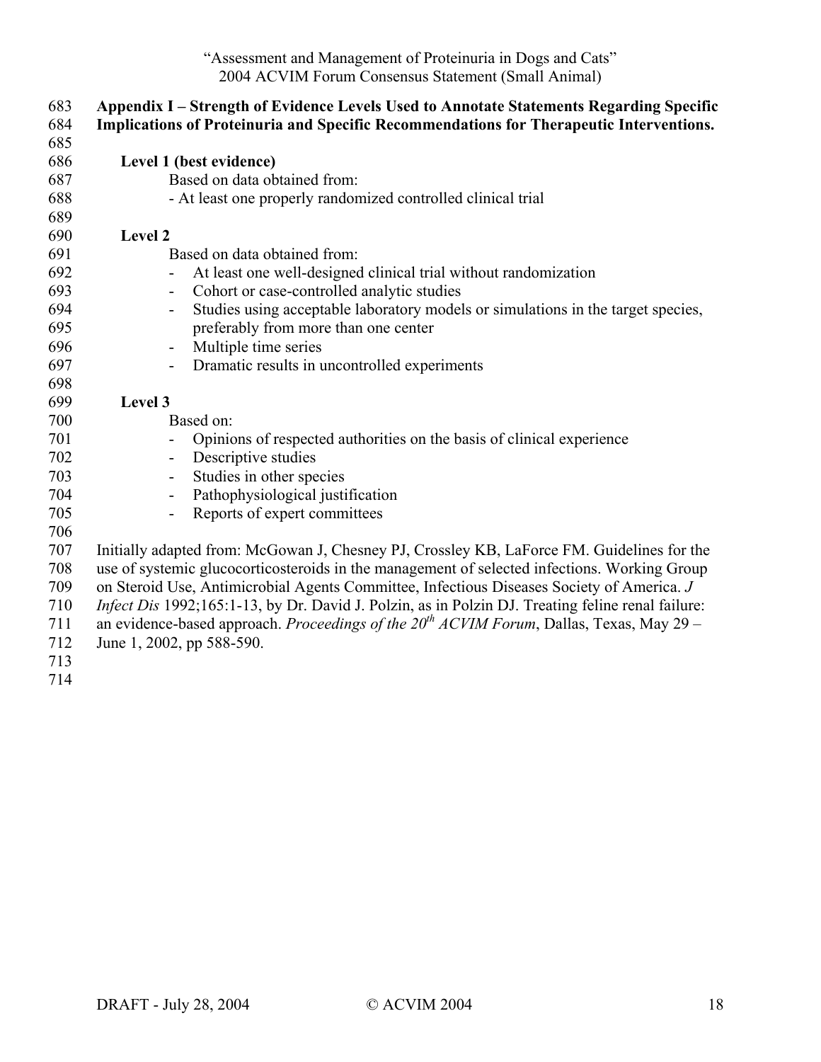## Appendix I – Strength of Evidence Levels Used to Annotate Statements Regarding Specific Implications of Proteinuria and Specific Recommendations for Therapeutic Interventions.

**Level 1 (best evidence)**

Based on data obtained from:

- At least one properly randomized controlled clinical trial

**Level 2**

Based on data obtained from:

- At least one well-designed clinical trial without randomization
- Cohort or case-controlled analytic studies
- Studies using acceptable laboratory models or simulations in the target species, preferably from more than one center
- Multiple time series
- Dramatic results in uncontrolled experiments

**Level 3**

Based on:

- Opinions of respected authorities on the basis of clinical experience
- Descriptive studies
- Studies in other species
- Pathophysiological justification
- Reports of expert committees

Initially adapted from: McGowan J, Chesney PJ, Crossley KB, LaForce FM. Guidelines for the use of systemic glucocorticosteroids in the management of selected infections. Working Group on Steroid Use, Antimicrobial Agents Committee, Infectious Diseases Society of America. *J Infect Dis* 1992;165:1-13, by Dr. David J. Polzin, as in Polzin DJ. Treating feline renal failure: an evidence-based approach. *Proceedings of the 20th ACVIM Forum*, Dallas, Texas, May 29 – June 1, 2002, pp 588-590.